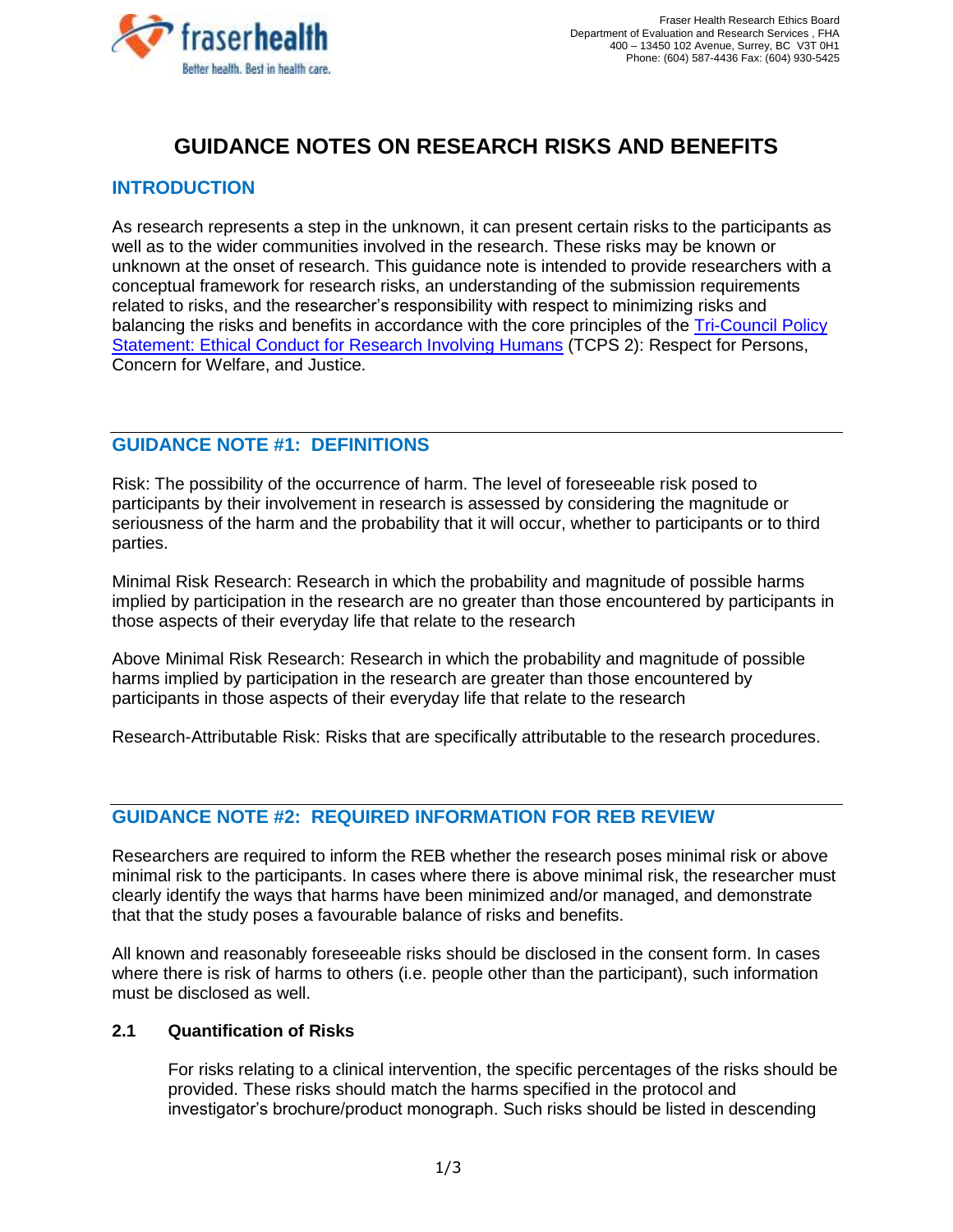Fraser Health Research Ethics Board
Department of Evaluation and Research Services , FHA
400 – 13450 102 Avenue, Surrey, BC V3T 0H1
Phone: (604) 587-4436 Fax: (604) 930-5425

# GUIDANCE NOTES ON RESEARCH RISKS AND BENEFITS

## INTRODUCTION

As research represents a step in the unknown, it can present certain risks to the participants as well as to the wider communities involved in the research. These risks may be known or unknown at the onset of research. This guidance note is intended to provide researchers with a conceptual framework for research risks, an understanding of the submission requirements related to risks, and the researcher's responsibility with respect to minimizing risks and balancing the risks and benefits in accordance with the core principles of the Tri-Council Policy Statement: Ethical Conduct for Research Involving Humans (TCPS 2): Respect for Persons, Concern for Welfare, and Justice.

---

## GUIDANCE NOTE #1: DEFINITIONS

Risk: The possibility of the occurrence of harm. The level of foreseeable risk posed to participants by their involvement in research is assessed by considering the magnitude or seriousness of the harm and the probability that it will occur, whether to participants or to third parties.

Minimal Risk Research: Research in which the probability and magnitude of possible harms implied by participation in the research are no greater than those encountered by participants in those aspects of their everyday life that relate to the research

Above Minimal Risk Research: Research in which the probability and magnitude of possible harms implied by participation in the research are greater than those encountered by participants in those aspects of their everyday life that relate to the research

Research-Attributable Risk: Risks that are specifically attributable to the research procedures.

---

## GUIDANCE NOTE #2: REQUIRED INFORMATION FOR REB REVIEW

Researchers are required to inform the REB whether the research poses minimal risk or above minimal risk to the participants. In cases where there is above minimal risk, the researcher must clearly identify the ways that harms have been minimized and/or managed, and demonstrate that that the study poses a favourable balance of risks and benefits.

All known and reasonably foreseeable risks should be disclosed in the consent form. In cases where there is risk of harms to others (i.e. people other than the participant), such information must be disclosed as well.

### 2.1 Quantification of Risks

For risks relating to a clinical intervention, the specific percentages of the risks should be provided. These risks should match the harms specified in the protocol and investigator's brochure/product monograph. Such risks should be listed in descending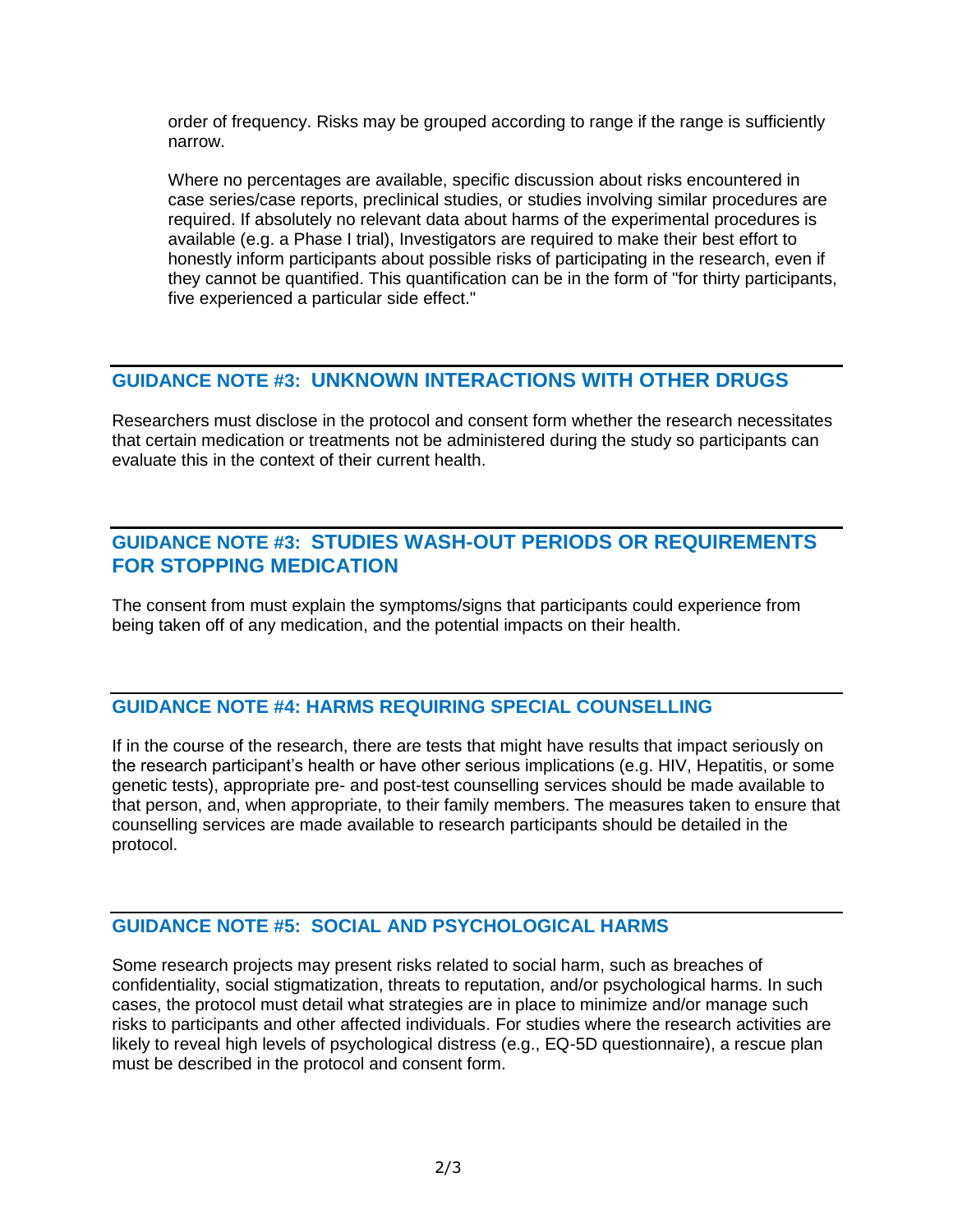order of frequency. Risks may be grouped according to range if the range is sufficiently narrow.

Where no percentages are available, specific discussion about risks encountered in case series/case reports, preclinical studies, or studies involving similar procedures are required. If absolutely no relevant data about harms of the experimental procedures is available (e.g. a Phase I trial), Investigators are required to make their best effort to honestly inform participants about possible risks of participating in the research, even if they cannot be quantified. This quantification can be in the form of "for thirty participants, five experienced a particular side effect."

## GUIDANCE NOTE #3: UNKNOWN INTERACTIONS WITH OTHER DRUGS

Researchers must disclose in the protocol and consent form whether the research necessitates that certain medication or treatments not be administered during the study so participants can evaluate this in the context of their current health.

## GUIDANCE NOTE #3: STUDIES WASH-OUT PERIODS OR REQUIREMENTS FOR STOPPING MEDICATION

The consent from must explain the symptoms/signs that participants could experience from being taken off of any medication, and the potential impacts on their health.

## GUIDANCE NOTE #4: HARMS REQUIRING SPECIAL COUNSELLING

If in the course of the research, there are tests that might have results that impact seriously on the research participant's health or have other serious implications (e.g. HIV, Hepatitis, or some genetic tests), appropriate pre- and post-test counselling services should be made available to that person, and, when appropriate, to their family members. The measures taken to ensure that counselling services are made available to research participants should be detailed in the protocol.

## GUIDANCE NOTE #5: SOCIAL AND PSYCHOLOGICAL HARMS

Some research projects may present risks related to social harm, such as breaches of confidentiality, social stigmatization, threats to reputation, and/or psychological harms. In such cases, the protocol must detail what strategies are in place to minimize and/or manage such risks to participants and other affected individuals. For studies where the research activities are likely to reveal high levels of psychological distress (e.g., EQ-5D questionnaire), a rescue plan must be described in the protocol and consent form.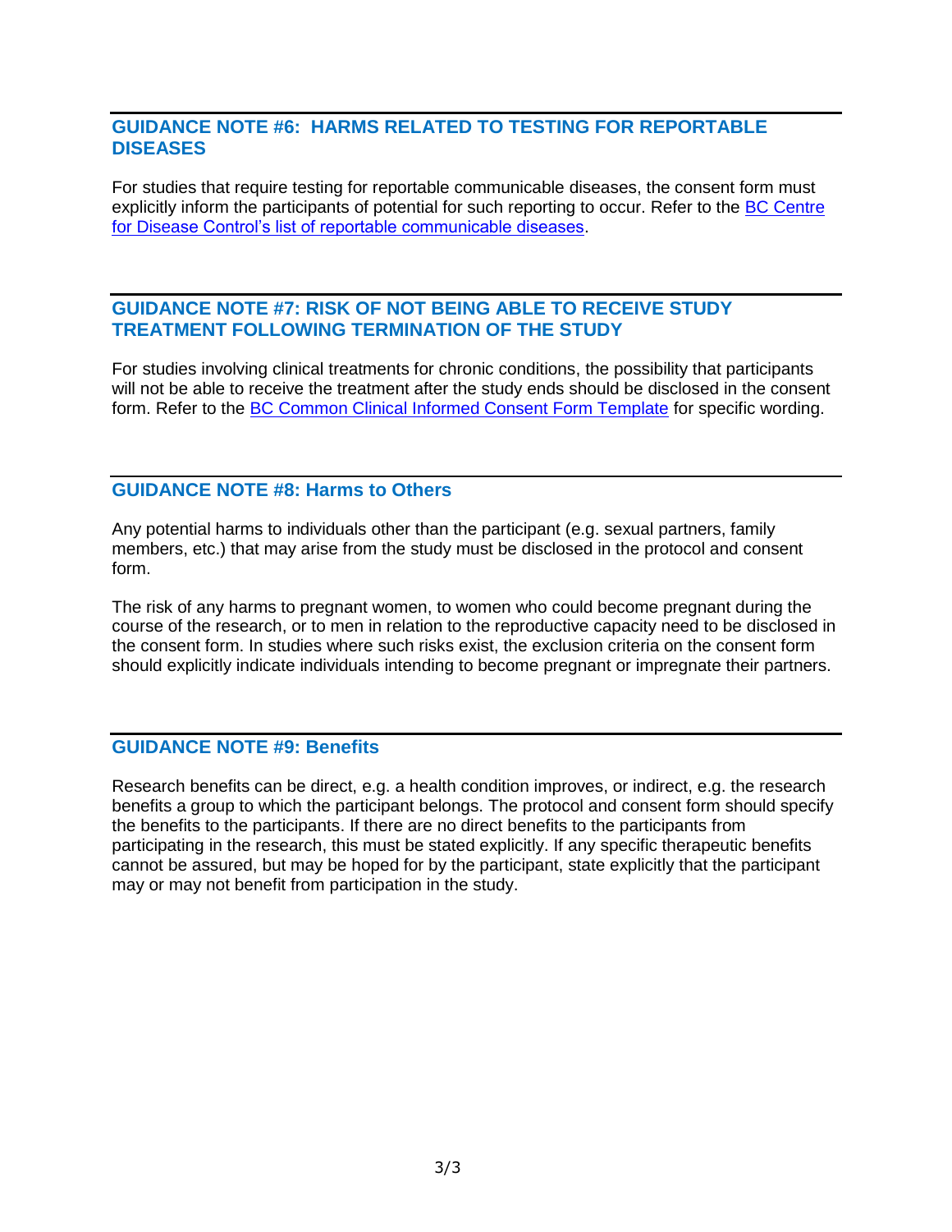## GUIDANCE NOTE #6: HARMS RELATED TO TESTING FOR REPORTABLE DISEASES

For studies that require testing for reportable communicable diseases, the consent form must explicitly inform the participants of potential for such reporting to occur. Refer to the BC Centre for Disease Control's list of reportable communicable diseases.

## GUIDANCE NOTE #7: RISK OF NOT BEING ABLE TO RECEIVE STUDY TREATMENT FOLLOWING TERMINATION OF THE STUDY

For studies involving clinical treatments for chronic conditions, the possibility that participants will not be able to receive the treatment after the study ends should be disclosed in the consent form. Refer to the BC Common Clinical Informed Consent Form Template for specific wording.

## GUIDANCE NOTE #8: Harms to Others

Any potential harms to individuals other than the participant (e.g. sexual partners, family members, etc.) that may arise from the study must be disclosed in the protocol and consent form.

The risk of any harms to pregnant women, to women who could become pregnant during the course of the research, or to men in relation to the reproductive capacity need to be disclosed in the consent form. In studies where such risks exist, the exclusion criteria on the consent form should explicitly indicate individuals intending to become pregnant or impregnate their partners.

## GUIDANCE NOTE #9: Benefits

Research benefits can be direct, e.g. a health condition improves, or indirect, e.g. the research benefits a group to which the participant belongs. The protocol and consent form should specify the benefits to the participants. If there are no direct benefits to the participants from participating in the research, this must be stated explicitly. If any specific therapeutic benefits cannot be assured, but may be hoped for by the participant, state explicitly that the participant may or may not benefit from participation in the study.